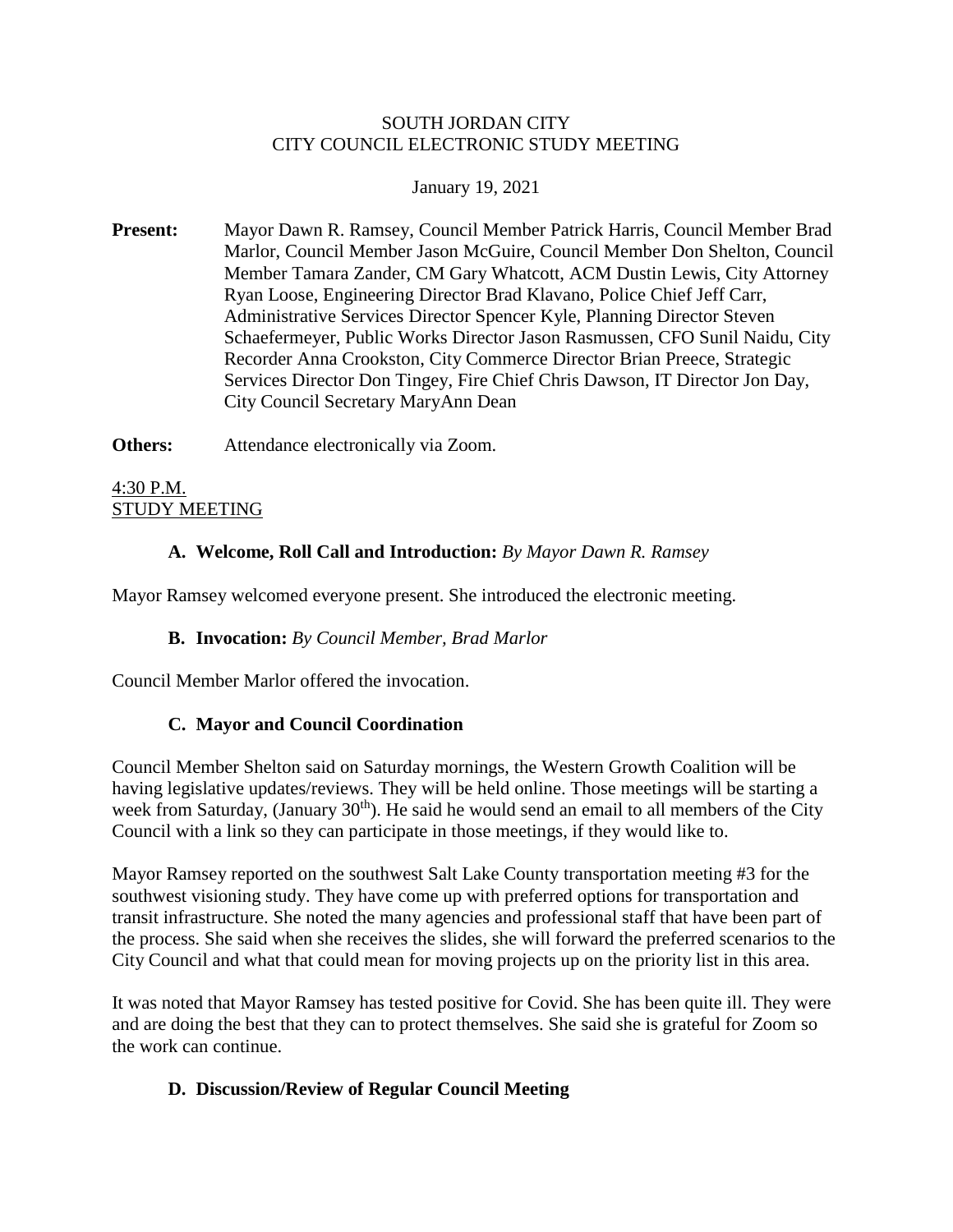SOUTH JORDAN CITY
CITY COUNCIL ELECTRONIC STUDY MEETING

January 19, 2021

**Present:** Mayor Dawn R. Ramsey, Council Member Patrick Harris, Council Member Brad Marlor, Council Member Jason McGuire, Council Member Don Shelton, Council Member Tamara Zander, CM Gary Whatcott, ACM Dustin Lewis, City Attorney Ryan Loose, Engineering Director Brad Klavano, Police Chief Jeff Carr, Administrative Services Director Spencer Kyle, Planning Director Steven Schaefermeyer, Public Works Director Jason Rasmussen, CFO Sunil Naidu, City Recorder Anna Crookston, City Commerce Director Brian Preece, Strategic Services Director Don Tingey, Fire Chief Chris Dawson, IT Director Jon Day, City Council Secretary MaryAnn Dean

**Others:** Attendance electronically via Zoom.

4:30 P.M.
STUDY MEETING

**A. Welcome, Roll Call and Introduction:** *By Mayor Dawn R. Ramsey*

Mayor Ramsey welcomed everyone present. She introduced the electronic meeting.

**B. Invocation:** *By Council Member, Brad Marlor*

Council Member Marlor offered the invocation.

**C. Mayor and Council Coordination**

Council Member Shelton said on Saturday mornings, the Western Growth Coalition will be having legislative updates/reviews. They will be held online. Those meetings will be starting a week from Saturday, (January 30th). He said he would send an email to all members of the City Council with a link so they can participate in those meetings, if they would like to.

Mayor Ramsey reported on the southwest Salt Lake County transportation meeting #3 for the southwest visioning study. They have come up with preferred options for transportation and transit infrastructure. She noted the many agencies and professional staff that have been part of the process. She said when she receives the slides, she will forward the preferred scenarios to the City Council and what that could mean for moving projects up on the priority list in this area.

It was noted that Mayor Ramsey has tested positive for Covid. She has been quite ill. They were and are doing the best that they can to protect themselves. She said she is grateful for Zoom so the work can continue.

**D. Discussion/Review of Regular Council Meeting**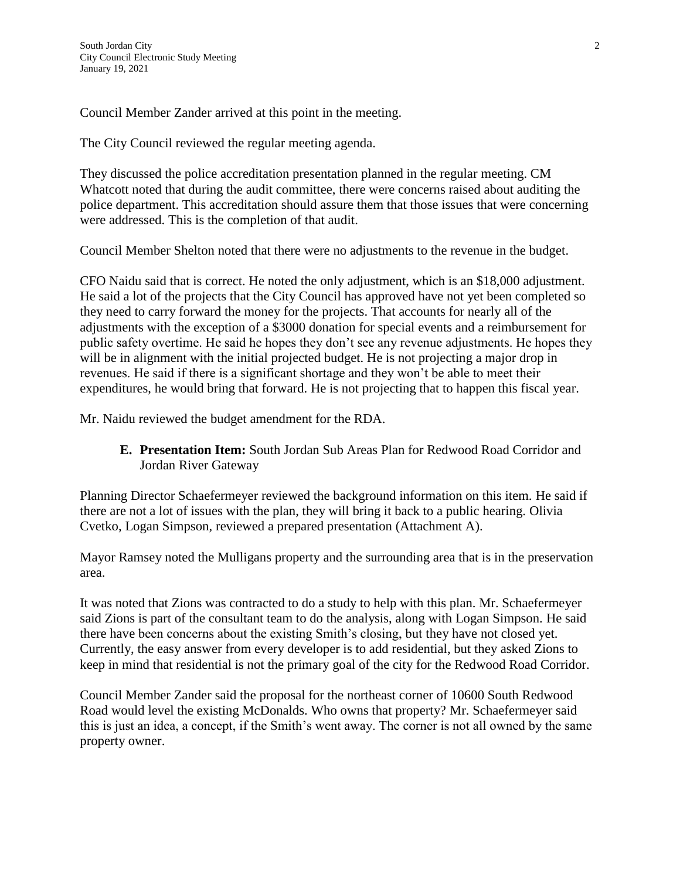Council Member Zander arrived at this point in the meeting.

The City Council reviewed the regular meeting agenda.

They discussed the police accreditation presentation planned in the regular meeting. CM Whatcott noted that during the audit committee, there were concerns raised about auditing the police department. This accreditation should assure them that those issues that were concerning were addressed. This is the completion of that audit.

Council Member Shelton noted that there were no adjustments to the revenue in the budget.

CFO Naidu said that is correct. He noted the only adjustment, which is an $18,000 adjustment. He said a lot of the projects that the City Council has approved have not yet been completed so they need to carry forward the money for the projects. That accounts for nearly all of the adjustments with the exception of a $3000 donation for special events and a reimbursement for public safety overtime. He said he hopes they don't see any revenue adjustments. He hopes they will be in alignment with the initial projected budget. He is not projecting a major drop in revenues. He said if there is a significant shortage and they won't be able to meet their expenditures, he would bring that forward. He is not projecting that to happen this fiscal year.

Mr. Naidu reviewed the budget amendment for the RDA.

**E. Presentation Item:** South Jordan Sub Areas Plan for Redwood Road Corridor and Jordan River Gateway

Planning Director Schaefermeyer reviewed the background information on this item. He said if there are not a lot of issues with the plan, they will bring it back to a public hearing. Olivia Cvetko, Logan Simpson, reviewed a prepared presentation (Attachment A).

Mayor Ramsey noted the Mulligans property and the surrounding area that is in the preservation area.

It was noted that Zions was contracted to do a study to help with this plan. Mr. Schaefermeyer said Zions is part of the consultant team to do the analysis, along with Logan Simpson. He said there have been concerns about the existing Smith's closing, but they have not closed yet. Currently, the easy answer from every developer is to add residential, but they asked Zions to keep in mind that residential is not the primary goal of the city for the Redwood Road Corridor.

Council Member Zander said the proposal for the northeast corner of 10600 South Redwood Road would level the existing McDonalds. Who owns that property? Mr. Schaefermeyer said this is just an idea, a concept, if the Smith's went away. The corner is not all owned by the same property owner.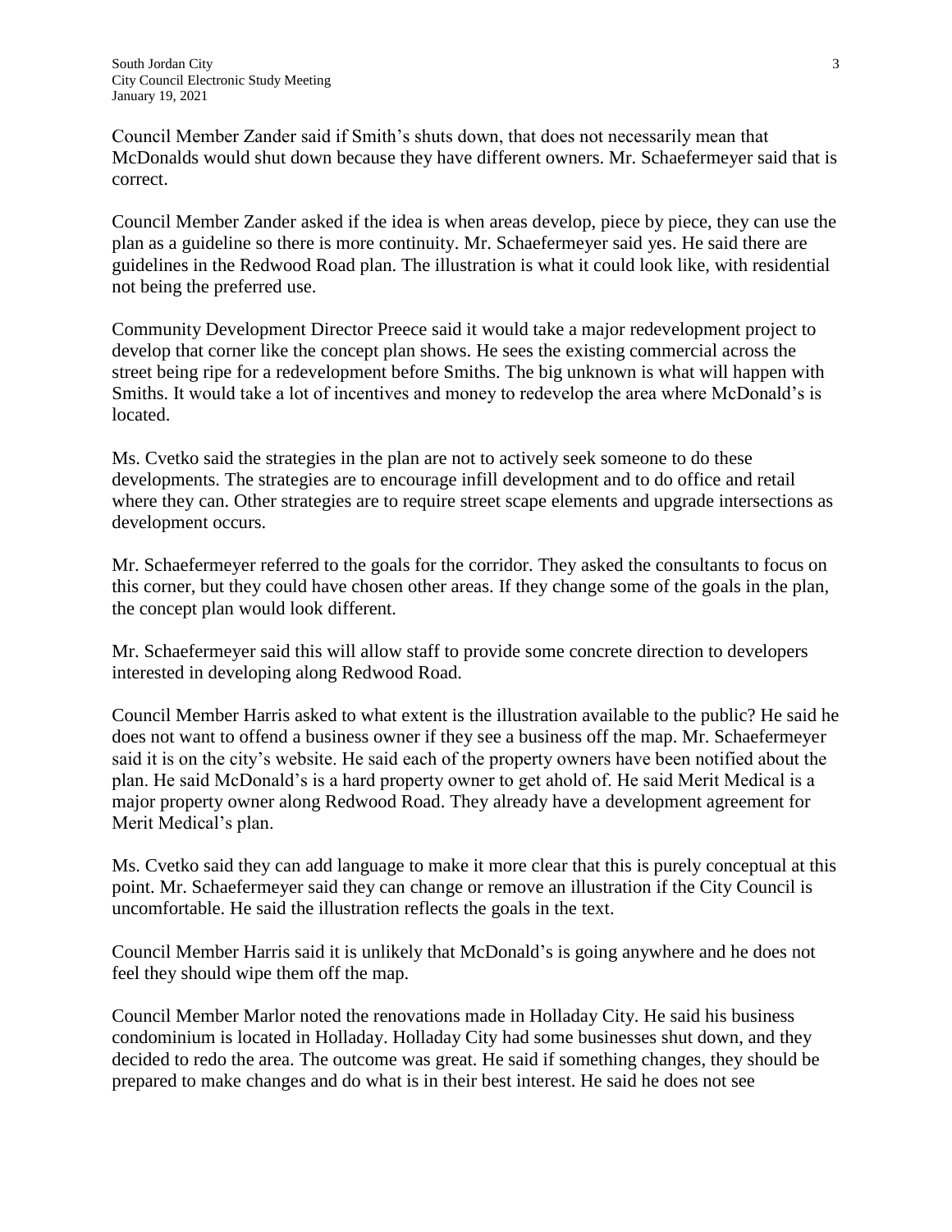Council Member Zander said if Smith's shuts down, that does not necessarily mean that McDonalds would shut down because they have different owners. Mr. Schaefermeyer said that is correct.

Council Member Zander asked if the idea is when areas develop, piece by piece, they can use the plan as a guideline so there is more continuity. Mr. Schaefermeyer said yes. He said there are guidelines in the Redwood Road plan. The illustration is what it could look like, with residential not being the preferred use.

Community Development Director Preece said it would take a major redevelopment project to develop that corner like the concept plan shows. He sees the existing commercial across the street being ripe for a redevelopment before Smiths. The big unknown is what will happen with Smiths. It would take a lot of incentives and money to redevelop the area where McDonald's is located.

Ms. Cvetko said the strategies in the plan are not to actively seek someone to do these developments. The strategies are to encourage infill development and to do office and retail where they can. Other strategies are to require street scape elements and upgrade intersections as development occurs.

Mr. Schaefermeyer referred to the goals for the corridor. They asked the consultants to focus on this corner, but they could have chosen other areas. If they change some of the goals in the plan, the concept plan would look different.

Mr. Schaefermeyer said this will allow staff to provide some concrete direction to developers interested in developing along Redwood Road.

Council Member Harris asked to what extent is the illustration available to the public? He said he does not want to offend a business owner if they see a business off the map. Mr. Schaefermeyer said it is on the city's website. He said each of the property owners have been notified about the plan. He said McDonald's is a hard property owner to get ahold of. He said Merit Medical is a major property owner along Redwood Road. They already have a development agreement for Merit Medical's plan.

Ms. Cvetko said they can add language to make it more clear that this is purely conceptual at this point. Mr. Schaefermeyer said they can change or remove an illustration if the City Council is uncomfortable. He said the illustration reflects the goals in the text.

Council Member Harris said it is unlikely that McDonald's is going anywhere and he does not feel they should wipe them off the map.

Council Member Marlor noted the renovations made in Holladay City. He said his business condominium is located in Holladay. Holladay City had some businesses shut down, and they decided to redo the area. The outcome was great. He said if something changes, they should be prepared to make changes and do what is in their best interest. He said he does not see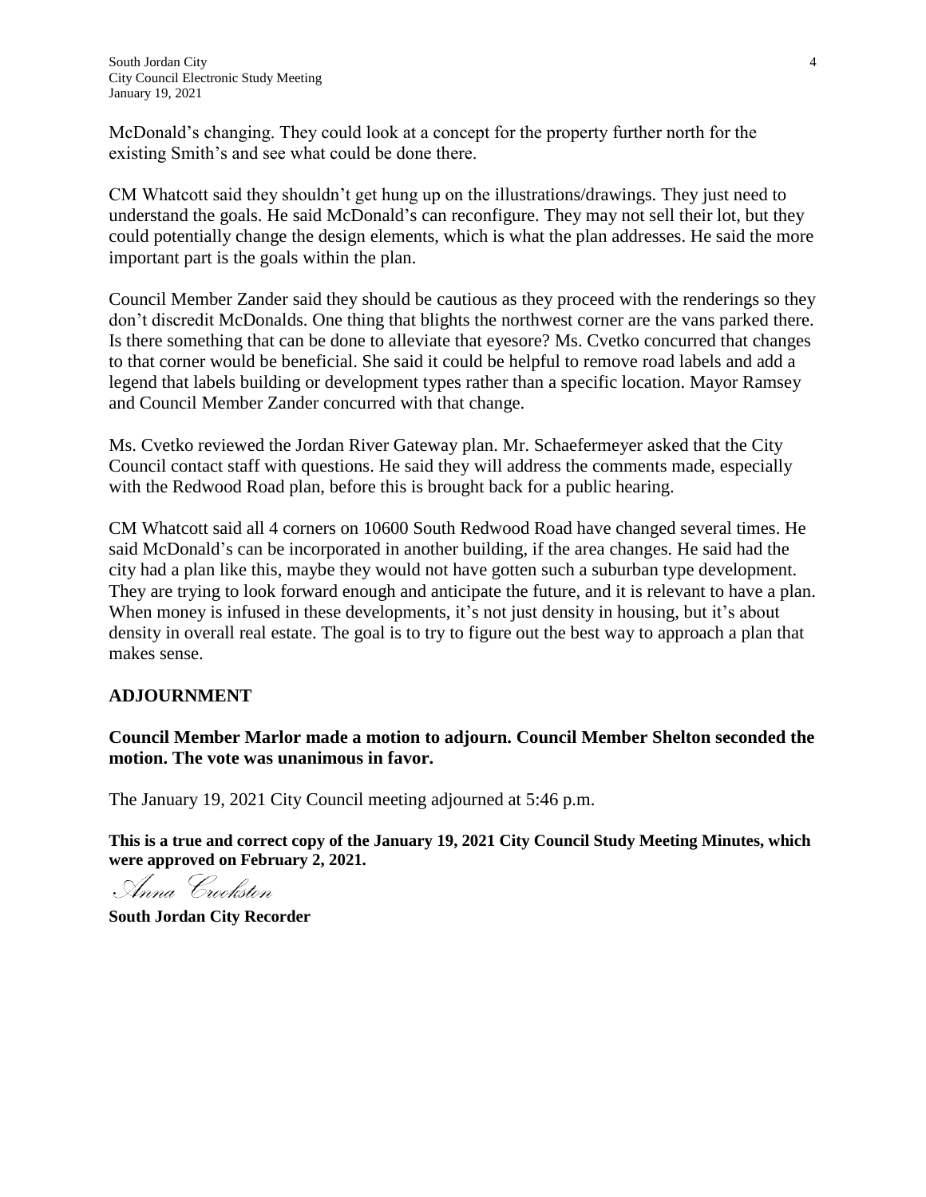McDonald's changing. They could look at a concept for the property further north for the existing Smith's and see what could be done there.

CM Whatcott said they shouldn't get hung up on the illustrations/drawings. They just need to understand the goals. He said McDonald's can reconfigure. They may not sell their lot, but they could potentially change the design elements, which is what the plan addresses. He said the more important part is the goals within the plan.

Council Member Zander said they should be cautious as they proceed with the renderings so they don't discredit McDonalds. One thing that blights the northwest corner are the vans parked there. Is there something that can be done to alleviate that eyesore? Ms. Cvetko concurred that changes to that corner would be beneficial. She said it could be helpful to remove road labels and add a legend that labels building or development types rather than a specific location. Mayor Ramsey and Council Member Zander concurred with that change.

Ms. Cvetko reviewed the Jordan River Gateway plan. Mr. Schaefermeyer asked that the City Council contact staff with questions. He said they will address the comments made, especially with the Redwood Road plan, before this is brought back for a public hearing.

CM Whatcott said all 4 corners on 10600 South Redwood Road have changed several times. He said McDonald's can be incorporated in another building, if the area changes. He said had the city had a plan like this, maybe they would not have gotten such a suburban type development. They are trying to look forward enough and anticipate the future, and it is relevant to have a plan. When money is infused in these developments, it's not just density in housing, but it's about density in overall real estate. The goal is to try to figure out the best way to approach a plan that makes sense.

## ADJOURNMENT

**Council Member Marlor made a motion to adjourn. Council Member Shelton seconded the motion. The vote was unanimous in favor.**

The January 19, 2021 City Council meeting adjourned at 5:46 p.m.

**This is a true and correct copy of the January 19, 2021 City Council Study Meeting Minutes, which were approved on February 2, 2021.**

*Anna Crookston*

**South Jordan City Recorder**